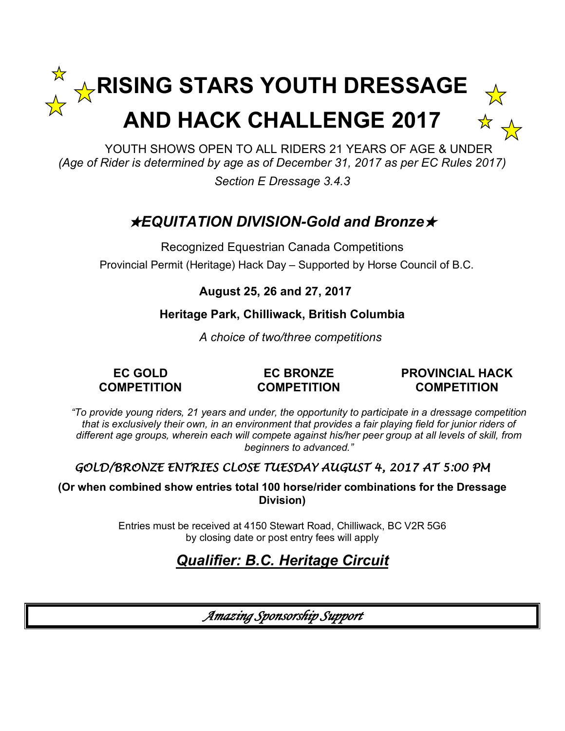# RISING STARS YOUTH DRESSAGE AND HACK CHALLENGE 2017

YOUTH SHOWS OPEN TO ALL RIDERS 21 YEARS OF AGE & UNDER

*(Age of Rider is determined by age as of December 31, 2017 as per EC Rules 2017)*

*Section E Dressage 3.4.3*

## ★*EQUITATION DIVISION-Gold and Bronze*★

Recognized Equestrian Canada Competitions

Provincial Permit (Heritage) Hack Day – Supported by Horse Council of B.C.

**August 25, 26 and 27, 2017**

**Heritage Park, Chilliwack, British Columbia**

*A choice of two/three competitions*

**EC GOLD COMPETITION**

**EC BRONZE COMPETITION**

**PROVINCIAL HACK COMPETITION**

*"To provide young riders, 21 years and under, the opportunity to participate in a dressage competition that is exclusively their own, in an environment that provides a fair playing field for junior riders of different age groups, wherein each will compete against his/her peer group at all levels of skill, from beginners to advanced."*

*GOLD/BRONZE ENTRIES CLOSE TUESDAY AUGUST 4, 2017 AT 5:00 PM*

**(Or when combined show entries total 100 horse/rider combinations for the Dressage Division)**

Entries must be received at 4150 Stewart Road, Chilliwack, BC V2R 5G6 by closing date or post entry fees will apply

## ***Qualifier: B.C. Heritage Circuit***

*Amazing Sponsorship Support*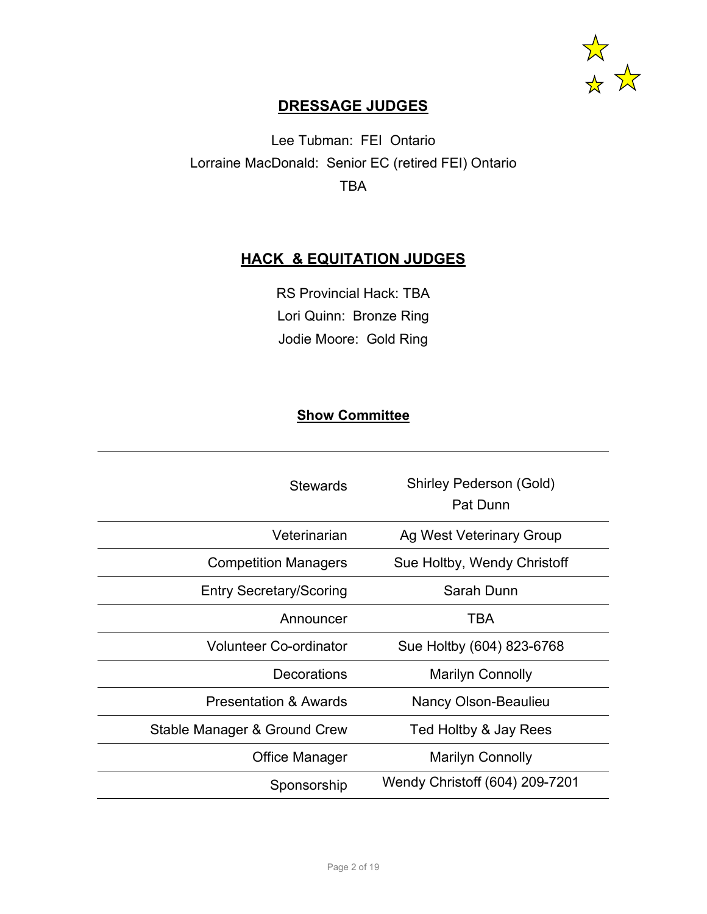## DRESSAGE JUDGES

Lee Tubman: FEI Ontario
Lorraine MacDonald: Senior EC (retired FEI) Ontario
TBA

## HACK & EQUITATION JUDGES

RS Provincial Hack: TBA
Lori Quinn: Bronze Ring
Jodie Moore: Gold Ring

## Show Committee

| | |
|---|---|
| Stewards | Shirley Pederson (Gold)<br>Pat Dunn |
| Veterinarian | Ag West Veterinary Group |
| Competition Managers | Sue Holtby, Wendy Christoff |
| Entry Secretary/Scoring | Sarah Dunn |
| Announcer | TBA |
| Volunteer Co-ordinator | Sue Holtby (604) 823-6768 |
| Decorations | Marilyn Connolly |
| Presentation & Awards | Nancy Olson-Beaulieu |
| Stable Manager & Ground Crew | Ted Holtby & Jay Rees |
| Office Manager | Marilyn Connolly |
| Sponsorship | Wendy Christoff (604) 209-7201 |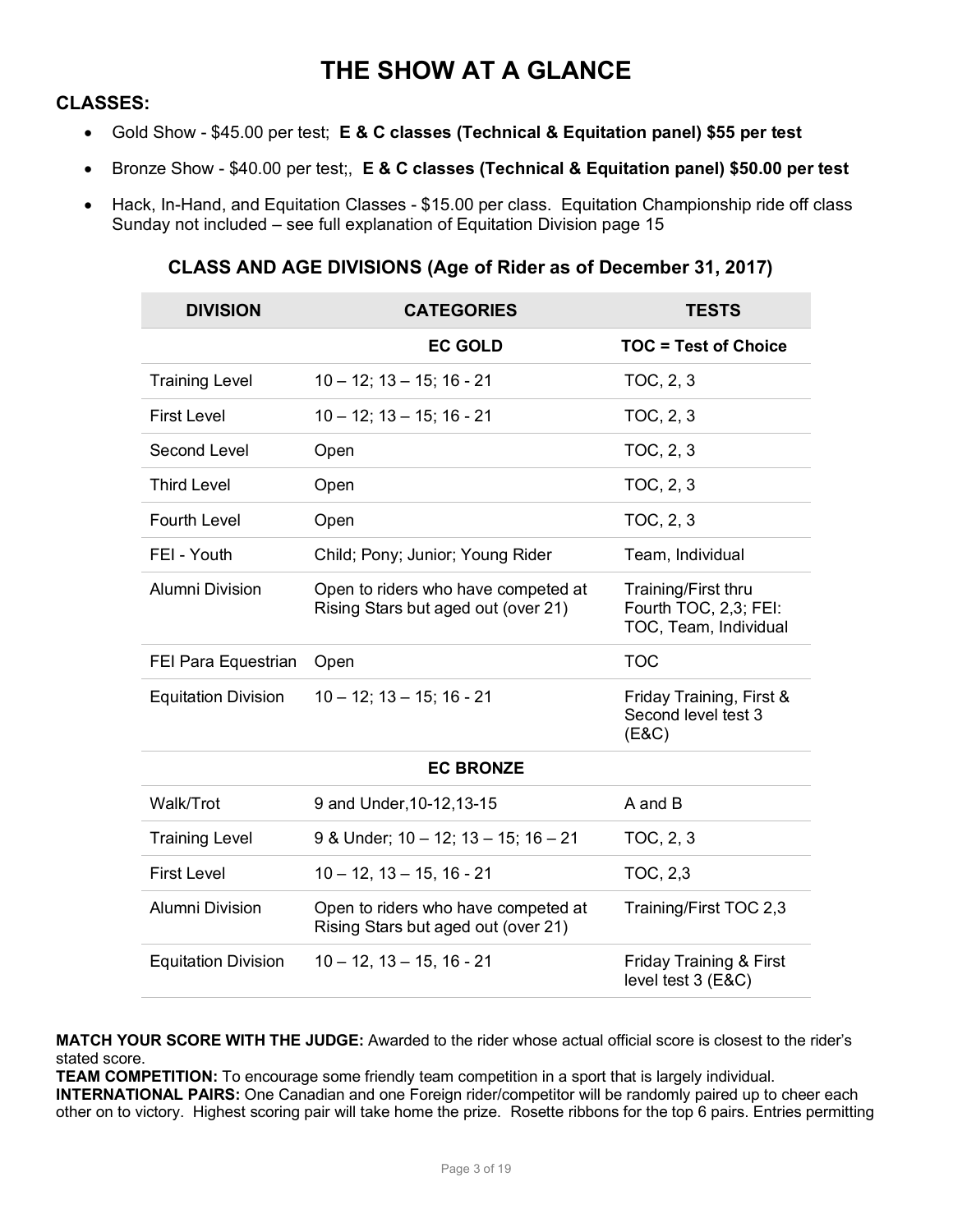# THE SHOW AT A GLANCE

## CLASSES:

- Gold Show - $45.00 per test; **E & C classes (Technical & Equitation panel) $55 per test**
- Bronze Show - $40.00 per test;, **E & C classes (Technical & Equitation panel) $50.00 per test**
- Hack, In-Hand, and Equitation Classes - $15.00 per class. Equitation Championship ride off class Sunday not included – see full explanation of Equitation Division page 15

### CLASS AND AGE DIVISIONS (Age of Rider as of December 31, 2017)

| DIVISION | CATEGORIES | TESTS |
|---|---|---|
| | **EC GOLD** | **TOC = Test of Choice** |
| Training Level | 10 – 12; 13 – 15; 16 - 21 | TOC, 2, 3 |
| First Level | 10 – 12; 13 – 15; 16 - 21 | TOC, 2, 3 |
| Second Level | Open | TOC, 2, 3 |
| Third Level | Open | TOC, 2, 3 |
| Fourth Level | Open | TOC, 2, 3 |
| FEI - Youth | Child; Pony; Junior; Young Rider | Team, Individual |
| Alumni Division | Open to riders who have competed at Rising Stars but aged out (over 21) | Training/First thru Fourth TOC, 2,3; FEI: TOC, Team, Individual |
| FEI Para Equestrian | Open | TOC |
| Equitation Division | 10 – 12; 13 – 15; 16 - 21 | Friday Training, First & Second level test 3 (E&C) |
| | **EC BRONZE** | |
| Walk/Trot | 9 and Under,10-12,13-15 | A and B |
| Training Level | 9 & Under; 10 – 12; 13 – 15; 16 – 21 | TOC, 2, 3 |
| First Level | 10 – 12, 13 – 15, 16 - 21 | TOC, 2,3 |
| Alumni Division | Open to riders who have competed at Rising Stars but aged out (over 21) | Training/First TOC 2,3 |
| Equitation Division | 10 – 12, 13 – 15, 16 - 21 | Friday Training & First level test 3 (E&C) |

**MATCH YOUR SCORE WITH THE JUDGE:** Awarded to the rider whose actual official score is closest to the rider's stated score.
**TEAM COMPETITION:** To encourage some friendly team competition in a sport that is largely individual.
**INTERNATIONAL PAIRS:** One Canadian and one Foreign rider/competitor will be randomly paired up to cheer each other on to victory. Highest scoring pair will take home the prize. Rosette ribbons for the top 6 pairs. Entries permitting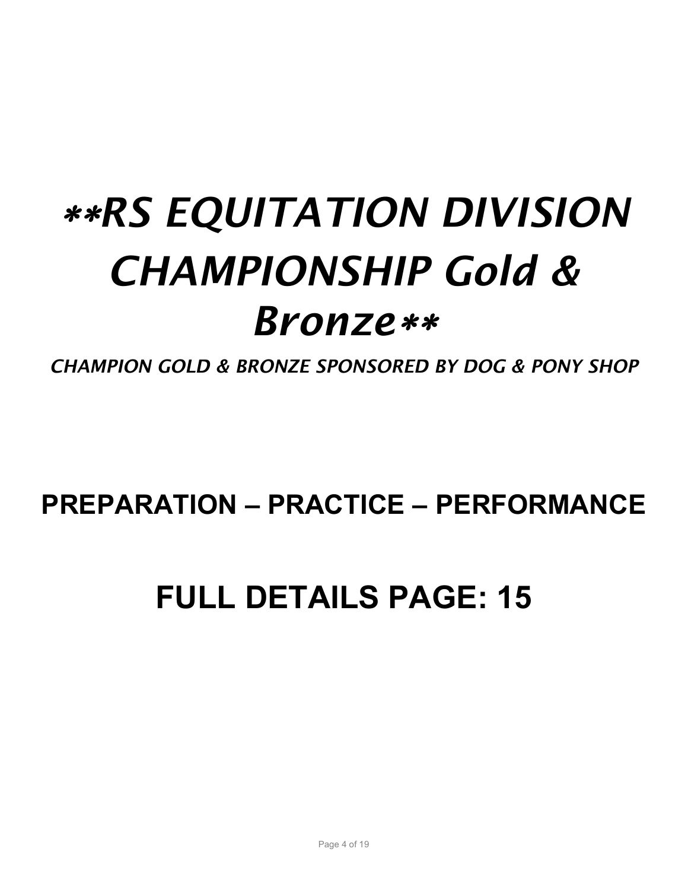# ***\*\*RS EQUITATION DIVISION CHAMPIONSHIP Gold & Bronze\*\****

*CHAMPION GOLD & BRONZE SPONSORED BY DOG & PONY SHOP*

## PREPARATION – PRACTICE – PERFORMANCE

## FULL DETAILS PAGE: 15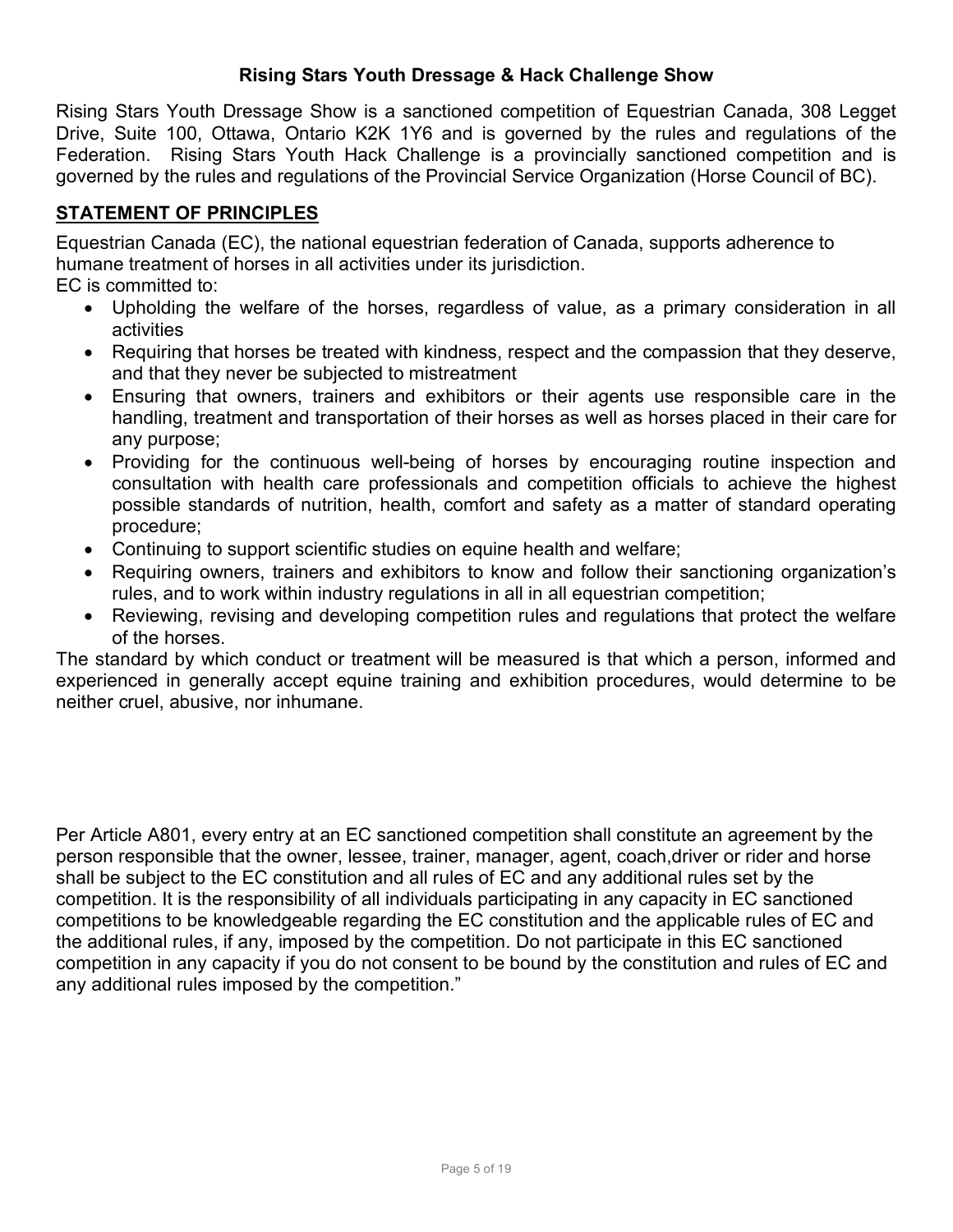**Rising Stars Youth Dressage & Hack Challenge Show**

Rising Stars Youth Dressage Show is a sanctioned competition of Equestrian Canada, 308 Legget Drive, Suite 100, Ottawa, Ontario K2K 1Y6 and is governed by the rules and regulations of the Federation. Rising Stars Youth Hack Challenge is a provincially sanctioned competition and is governed by the rules and regulations of the Provincial Service Organization (Horse Council of BC).

## STATEMENT OF PRINCIPLES

Equestrian Canada (EC), the national equestrian federation of Canada, supports adherence to humane treatment of horses in all activities under its jurisdiction.
EC is committed to:

- Upholding the welfare of the horses, regardless of value, as a primary consideration in all activities
- Requiring that horses be treated with kindness, respect and the compassion that they deserve, and that they never be subjected to mistreatment
- Ensuring that owners, trainers and exhibitors or their agents use responsible care in the handling, treatment and transportation of their horses as well as horses placed in their care for any purpose;
- Providing for the continuous well-being of horses by encouraging routine inspection and consultation with health care professionals and competition officials to achieve the highest possible standards of nutrition, health, comfort and safety as a matter of standard operating procedure;
- Continuing to support scientific studies on equine health and welfare;
- Requiring owners, trainers and exhibitors to know and follow their sanctioning organization's rules, and to work within industry regulations in all in all equestrian competition;
- Reviewing, revising and developing competition rules and regulations that protect the welfare of the horses.

The standard by which conduct or treatment will be measured is that which a person, informed and experienced in generally accept equine training and exhibition procedures, would determine to be neither cruel, abusive, nor inhumane.

Per Article A801, every entry at an EC sanctioned competition shall constitute an agreement by the person responsible that the owner, lessee, trainer, manager, agent, coach,driver or rider and horse shall be subject to the EC constitution and all rules of EC and any additional rules set by the competition. It is the responsibility of all individuals participating in any capacity in EC sanctioned competitions to be knowledgeable regarding the EC constitution and the applicable rules of EC and the additional rules, if any, imposed by the competition. Do not participate in this EC sanctioned competition in any capacity if you do not consent to be bound by the constitution and rules of EC and any additional rules imposed by the competition."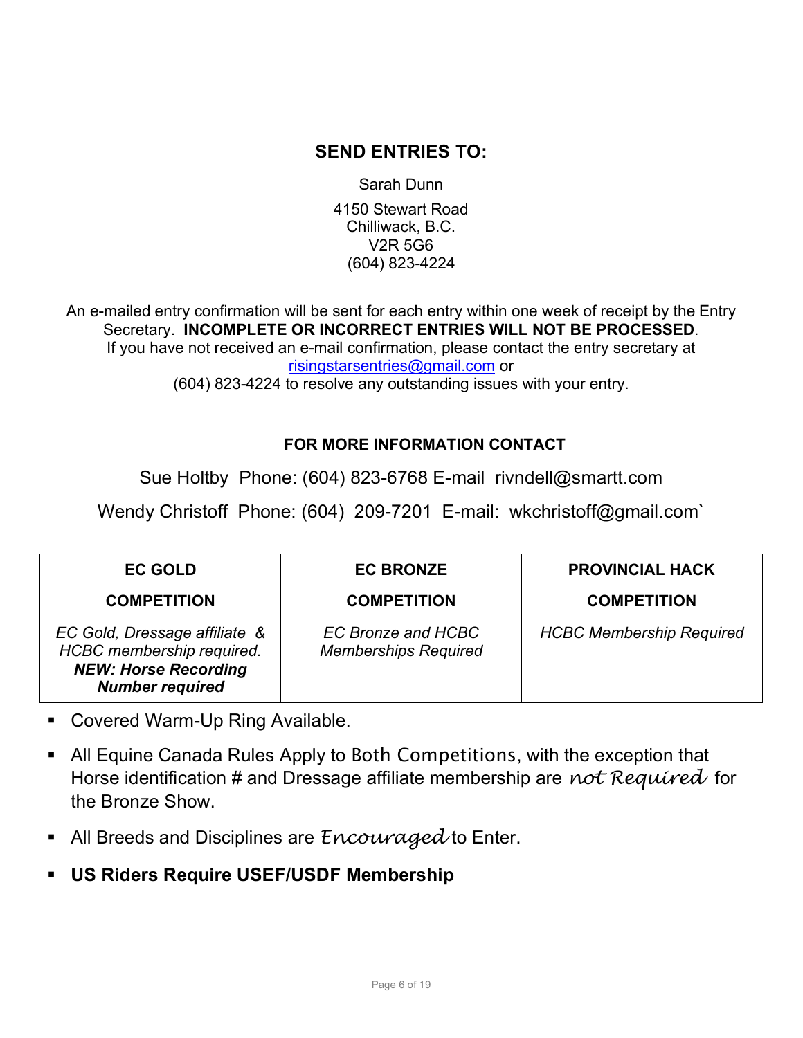## SEND ENTRIES TO:

Sarah Dunn

4150 Stewart Road
Chilliwack, B.C.
V2R 5G6
(604) 823-4224

An e-mailed entry confirmation will be sent for each entry within one week of receipt by the Entry Secretary. **INCOMPLETE OR INCORRECT ENTRIES WILL NOT BE PROCESSED**.
If you have not received an e-mail confirmation, please contact the entry secretary at risingstarsentries@gmail.com or
(604) 823-4224 to resolve any outstanding issues with your entry.

**FOR MORE INFORMATION CONTACT**

Sue Holtby Phone: (604) 823-6768 E-mail rivndell@smartt.com

Wendy Christoff Phone: (604) 209-7201 E-mail: wkchristoff@gmail.com`

| EC GOLD COMPETITION | EC BRONZE COMPETITION | PROVINCIAL HACK COMPETITION |
|---|---|---|
| *EC Gold, Dressage affiliate & HCBC membership required.* ***NEW: Horse Recording Number required*** | *EC Bronze and HCBC Memberships Required* | *HCBC Membership Required* |

- Covered Warm-Up Ring Available.
- All Equine Canada Rules Apply to Both Competitions, with the exception that Horse identification # and Dressage affiliate membership are *not Required* for the Bronze Show.
- All Breeds and Disciplines are *Encouraged* to Enter.
- **US Riders Require USEF/USDF Membership**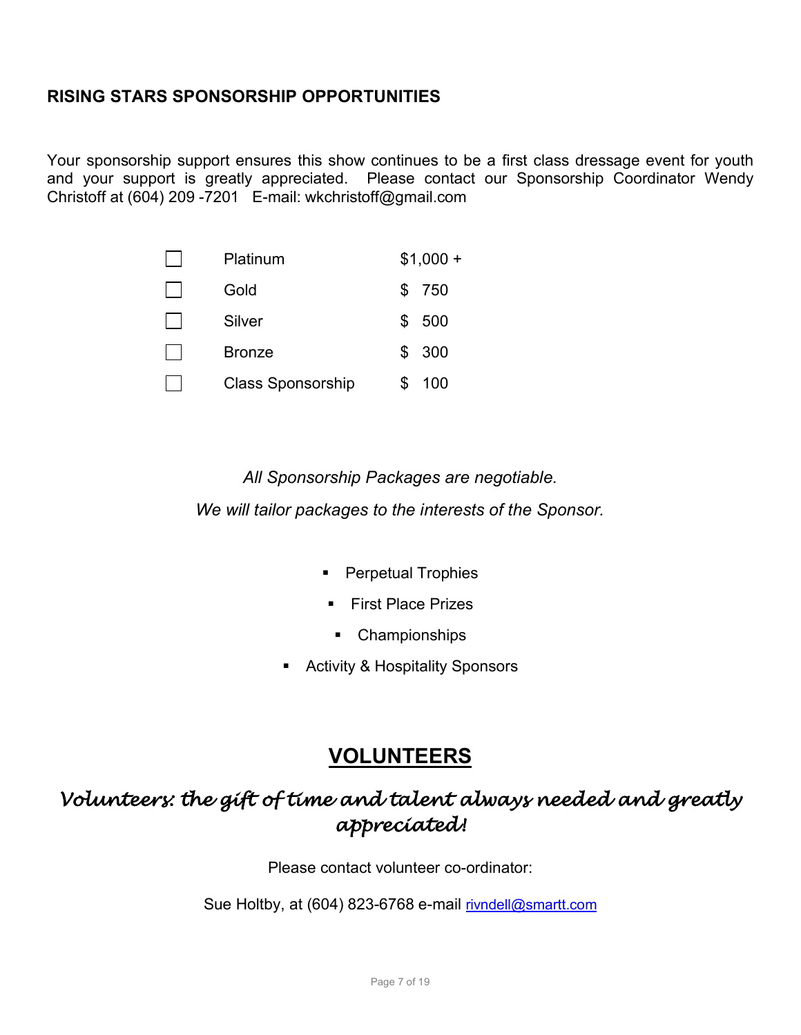## RISING STARS SPONSORSHIP OPPORTUNITIES

Your sponsorship support ensures this show continues to be a first class dressage event for youth and your support is greatly appreciated. Please contact our Sponsorship Coordinator Wendy Christoff at (604) 209 -7201 E-mail: wkchristoff@gmail.com

- ☐ Platinum $1,000 +
- ☐ Gold $ 750
- ☐ Silver $ 500
- ☐ Bronze $ 300
- ☐ Class Sponsorship $ 100

*All Sponsorship Packages are negotiable.*

*We will tailor packages to the interests of the Sponsor.*

- Perpetual Trophies
- First Place Prizes
- Championships
- Activity & Hospitality Sponsors

## VOLUNTEERS

*Volunteers: the gift of time and talent always needed and greatly appreciated!*

Please contact volunteer co-ordinator:

Sue Holtby, at (604) 823-6768 e-mail rivndell@smartt.com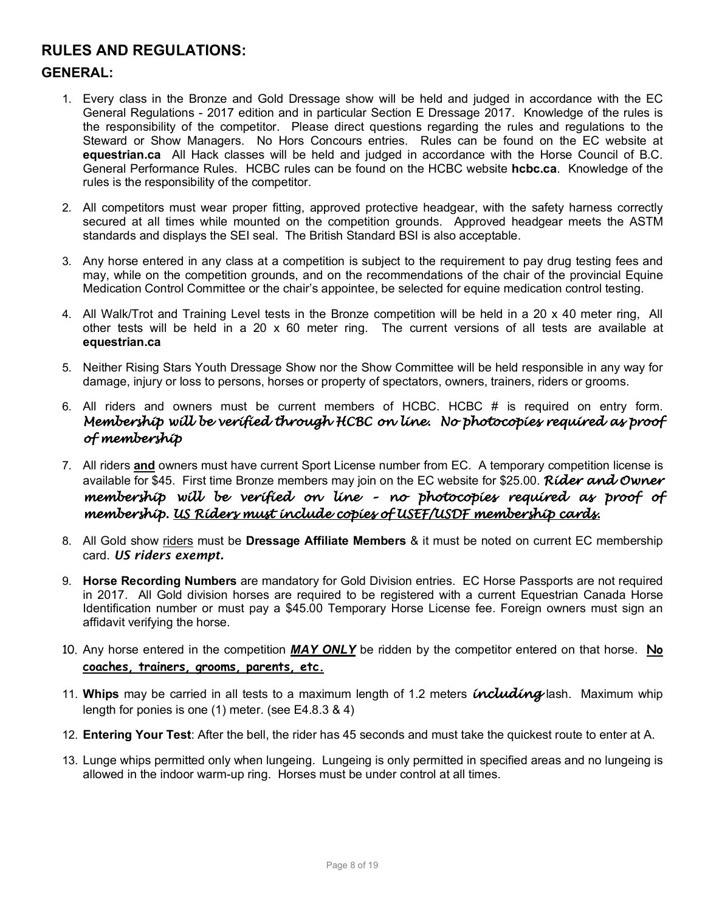## RULES AND REGULATIONS:

### GENERAL:

1. Every class in the Bronze and Gold Dressage show will be held and judged in accordance with the EC General Regulations - 2017 edition and in particular Section E Dressage 2017. Knowledge of the rules is the responsibility of the competitor. Please direct questions regarding the rules and regulations to the Steward or Show Managers. No Hors Concours entries. Rules can be found on the EC website at **equestrian.ca** All Hack classes will be held and judged in accordance with the Horse Council of B.C. General Performance Rules. HCBC rules can be found on the HCBC website **hcbc.ca**. Knowledge of the rules is the responsibility of the competitor.
2. All competitors must wear proper fitting, approved protective headgear, with the safety harness correctly secured at all times while mounted on the competition grounds. Approved headgear meets the ASTM standards and displays the SEI seal. The British Standard BSI is also acceptable.
3. Any horse entered in any class at a competition is subject to the requirement to pay drug testing fees and may, while on the competition grounds, and on the recommendations of the chair of the provincial Equine Medication Control Committee or the chair's appointee, be selected for equine medication control testing.
4. All Walk/Trot and Training Level tests in the Bronze competition will be held in a 20 x 40 meter ring, All other tests will be held in a 20 x 60 meter ring. The current versions of all tests are available at **equestrian.ca**
5. Neither Rising Stars Youth Dressage Show nor the Show Committee will be held responsible in any way for damage, injury or loss to persons, horses or property of spectators, owners, trainers, riders or grooms.
6. All riders and owners must be current members of HCBC. HCBC # is required on entry form. ***Membership will be verified through HCBC on line. No photocopies required as proof of membership***
7. All riders **and** owners must have current Sport License number from EC. A temporary competition license is available for $45. First time Bronze members may join on the EC website for $25.00. ***Rider and Owner membership will be verified on line – no photocopies required as proof of membership.*** ***US Riders must include copies of USEF/USDF membership cards.***
8. All Gold show riders must be **Dressage Affiliate Members** & it must be noted on current EC membership card. ***US riders exempt.***
9. **Horse Recording Numbers** are mandatory for Gold Division entries. EC Horse Passports are not required in 2017. All Gold division horses are required to be registered with a current Equestrian Canada Horse Identification number or must pay a $45.00 Temporary Horse License fee. Foreign owners must sign an affidavit verifying the horse.
10. Any horse entered in the competition ***MAY ONLY*** be ridden by the competitor entered on that horse. **No coaches, trainers, grooms, parents, etc.**
11. **Whips** may be carried in all tests to a maximum length of 1.2 meters ***including*** lash. Maximum whip length for ponies is one (1) meter. (see E4.8.3 & 4)
12. **Entering Your Test**: After the bell, the rider has 45 seconds and must take the quickest route to enter at A.
13. Lunge whips permitted only when lungeing. Lungeing is only permitted in specified areas and no lungeing is allowed in the indoor warm-up ring. Horses must be under control at all times.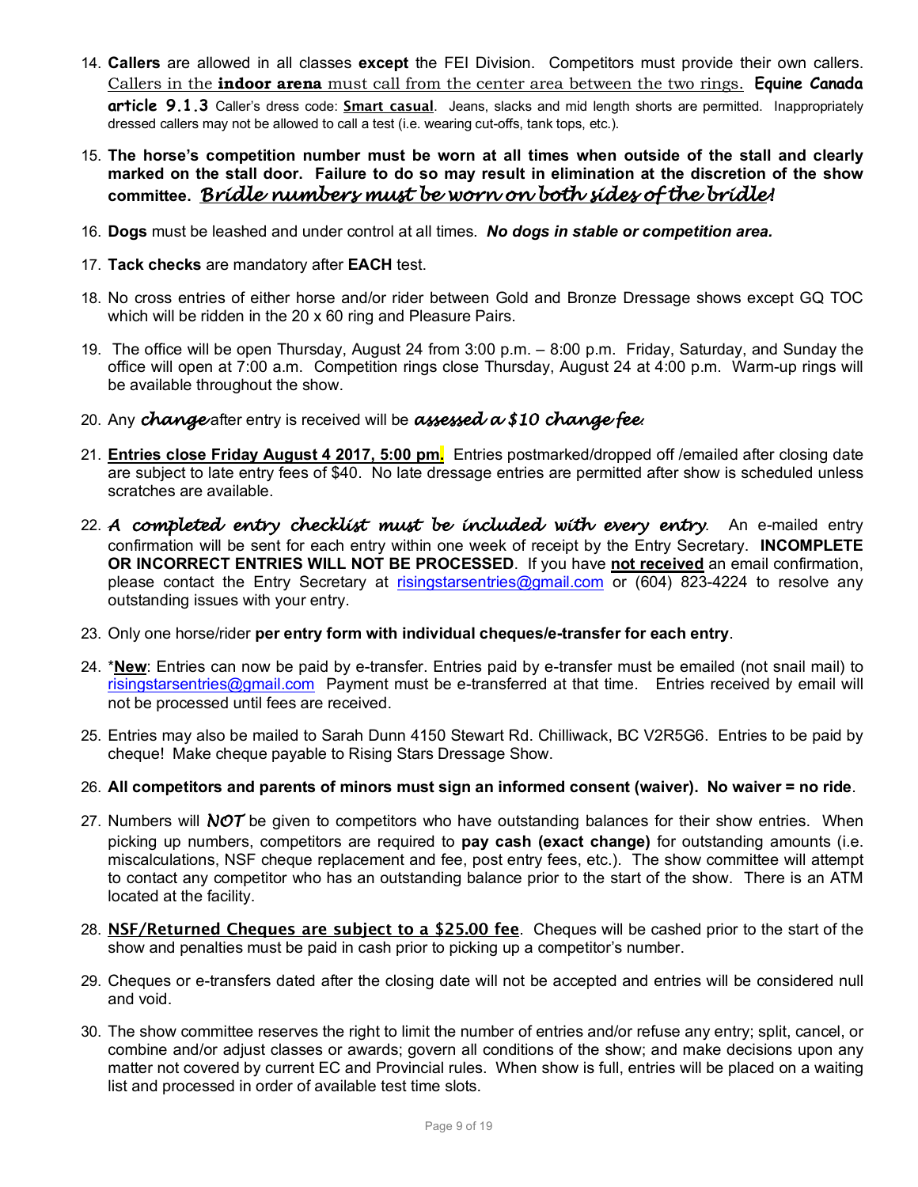14. **Callers** are allowed in all classes **except** the FEI Division. Competitors must provide their own callers. Callers in the **indoor arena** must call from the center area between the two rings. **Equine Canada article 9.1.3** Caller's dress code: **Smart casual**. Jeans, slacks and mid length shorts are permitted. Inappropriately dressed callers may not be allowed to call a test (i.e. wearing cut-offs, tank tops, etc.).

15. **The horse's competition number must be worn at all times when outside of the stall and clearly marked on the stall door. Failure to do so may result in elimination at the discretion of the show committee.** ***Bridle numbers must be worn on both sides of the bridle!***

16. **Dogs** must be leashed and under control at all times. ***No dogs in stable or competition area.***

17. **Tack checks** are mandatory after **EACH** test.

18. No cross entries of either horse and/or rider between Gold and Bronze Dressage shows except GQ TOC which will be ridden in the 20 x 60 ring and Pleasure Pairs.

19. The office will be open Thursday, August 24 from 3:00 p.m. – 8:00 p.m. Friday, Saturday, and Sunday the office will open at 7:00 a.m. Competition rings close Thursday, August 24 at 4:00 p.m. Warm-up rings will be available throughout the show.

20. Any ***change*** after entry is received will be ***assessed a $10 change fee.***

21. **Entries close Friday August 4 2017, 5:00 pm.** Entries postmarked/dropped off /emailed after closing date are subject to late entry fees of $40. No late dressage entries are permitted after show is scheduled unless scratches are available.

22. ***A completed entry checklist must be included with every entry.*** An e-mailed entry confirmation will be sent for each entry within one week of receipt by the Entry Secretary. **INCOMPLETE OR INCORRECT ENTRIES WILL NOT BE PROCESSED**. If you have **not received** an email confirmation, please contact the Entry Secretary at risingstarsentries@gmail.com or (604) 823-4224 to resolve any outstanding issues with your entry.

23. Only one horse/rider **per entry form with individual cheques/e-transfer for each entry**.

24. ***New**: Entries can now be paid by e-transfer. Entries paid by e-transfer must be emailed (not snail mail) to risingstarsentries@gmail.com Payment must be e-transferred at that time. Entries received by email will not be processed until fees are received.

25. Entries may also be mailed to Sarah Dunn 4150 Stewart Rd. Chilliwack, BC V2R5G6. Entries to be paid by cheque! Make cheque payable to Rising Stars Dressage Show.

26. **All competitors and parents of minors must sign an informed consent (waiver). No waiver = no ride**.

27. Numbers will ***NOT*** be given to competitors who have outstanding balances for their show entries. When picking up numbers, competitors are required to **pay cash (exact change)** for outstanding amounts (i.e. miscalculations, NSF cheque replacement and fee, post entry fees, etc.). The show committee will attempt to contact any competitor who has an outstanding balance prior to the start of the show. There is an ATM located at the facility.

28. **NSF/Returned Cheques are subject to a $25.00 fee**. Cheques will be cashed prior to the start of the show and penalties must be paid in cash prior to picking up a competitor's number.

29. Cheques or e-transfers dated after the closing date will not be accepted and entries will be considered null and void.

30. The show committee reserves the right to limit the number of entries and/or refuse any entry; split, cancel, or combine and/or adjust classes or awards; govern all conditions of the show; and make decisions upon any matter not covered by current EC and Provincial rules. When show is full, entries will be placed on a waiting list and processed in order of available test time slots.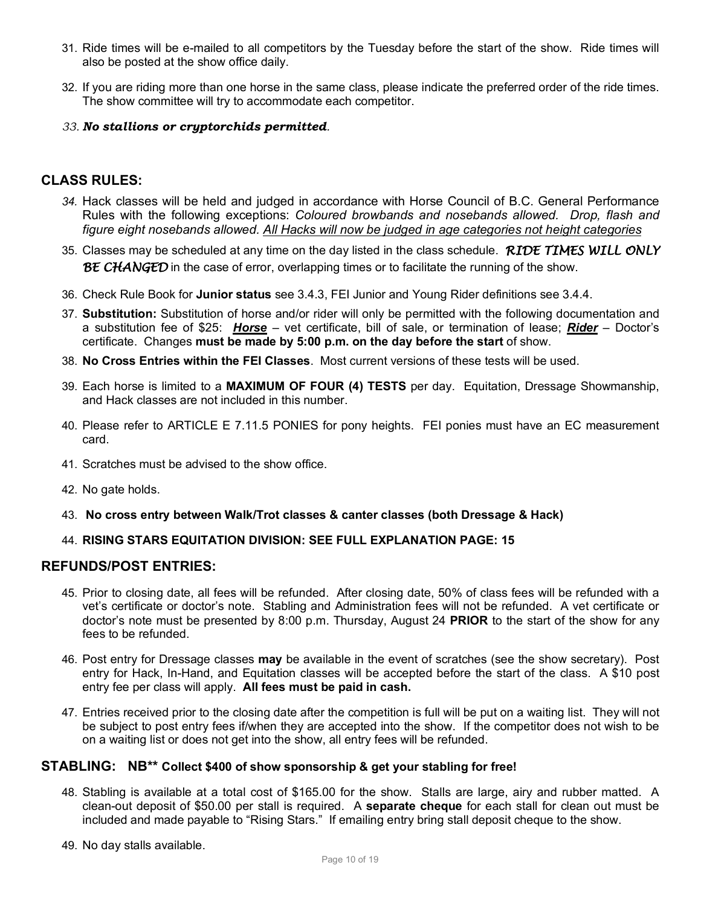31. Ride times will be e-mailed to all competitors by the Tuesday before the start of the show. Ride times will also be posted at the show office daily.

32. If you are riding more than one horse in the same class, please indicate the preferred order of the ride times. The show committee will try to accommodate each competitor.

33. ***No stallions or cryptorchids permitted.***

## CLASS RULES:

34. Hack classes will be held and judged in accordance with Horse Council of B.C. General Performance Rules with the following exceptions: *Coloured browbands and nosebands allowed. Drop, flash and figure eight nosebands allowed*. <u>*All Hacks will now be judged in age categories not height categories*</u>

35. Classes may be scheduled at any time on the day listed in the class schedule. ***RIDE TIMES WILL ONLY BE CHANGED*** in the case of error, overlapping times or to facilitate the running of the show.

36. Check Rule Book for **Junior status** see 3.4.3, FEI Junior and Young Rider definitions see 3.4.4.

37. **Substitution:** Substitution of horse and/or rider will only be permitted with the following documentation and a substitution fee of $25: ***<u>Horse</u>*** – vet certificate, bill of sale, or termination of lease; ***<u>Rider</u>*** – Doctor's certificate. Changes **must be made by 5:00 p.m. on the day before the start** of show.

38. **No Cross Entries within the FEI Classes**. Most current versions of these tests will be used.

39. Each horse is limited to a **MAXIMUM OF FOUR (4) TESTS** per day. Equitation, Dressage Showmanship, and Hack classes are not included in this number.

40. Please refer to ARTICLE E 7.11.5 PONIES for pony heights. FEI ponies must have an EC measurement card.

41. Scratches must be advised to the show office.

42. No gate holds.

43. **No cross entry between Walk/Trot classes & canter classes (both Dressage & Hack)**

44. **RISING STARS EQUITATION DIVISION: SEE FULL EXPLANATION PAGE: 15**

## REFUNDS/POST ENTRIES:

45. Prior to closing date, all fees will be refunded. After closing date, 50% of class fees will be refunded with a vet's certificate or doctor's note. Stabling and Administration fees will not be refunded. A vet certificate or doctor's note must be presented by 8:00 p.m. Thursday, August 24 **PRIOR** to the start of the show for any fees to be refunded.

46. Post entry for Dressage classes **may** be available in the event of scratches (see the show secretary). Post entry for Hack, In-Hand, and Equitation classes will be accepted before the start of the class. A $10 post entry fee per class will apply. **All fees must be paid in cash.**

47. Entries received prior to the closing date after the competition is full will be put on a waiting list. They will not be subject to post entry fees if/when they are accepted into the show. If the competitor does not wish to be on a waiting list or does not get into the show, all entry fees will be refunded.

## STABLING: NB** Collect $400 of show sponsorship & get your stabling for free!

48. Stabling is available at a total cost of $165.00 for the show. Stalls are large, airy and rubber matted. A clean-out deposit of $50.00 per stall is required. A **separate cheque** for each stall for clean out must be included and made payable to "Rising Stars." If emailing entry bring stall deposit cheque to the show.

49. No day stalls available.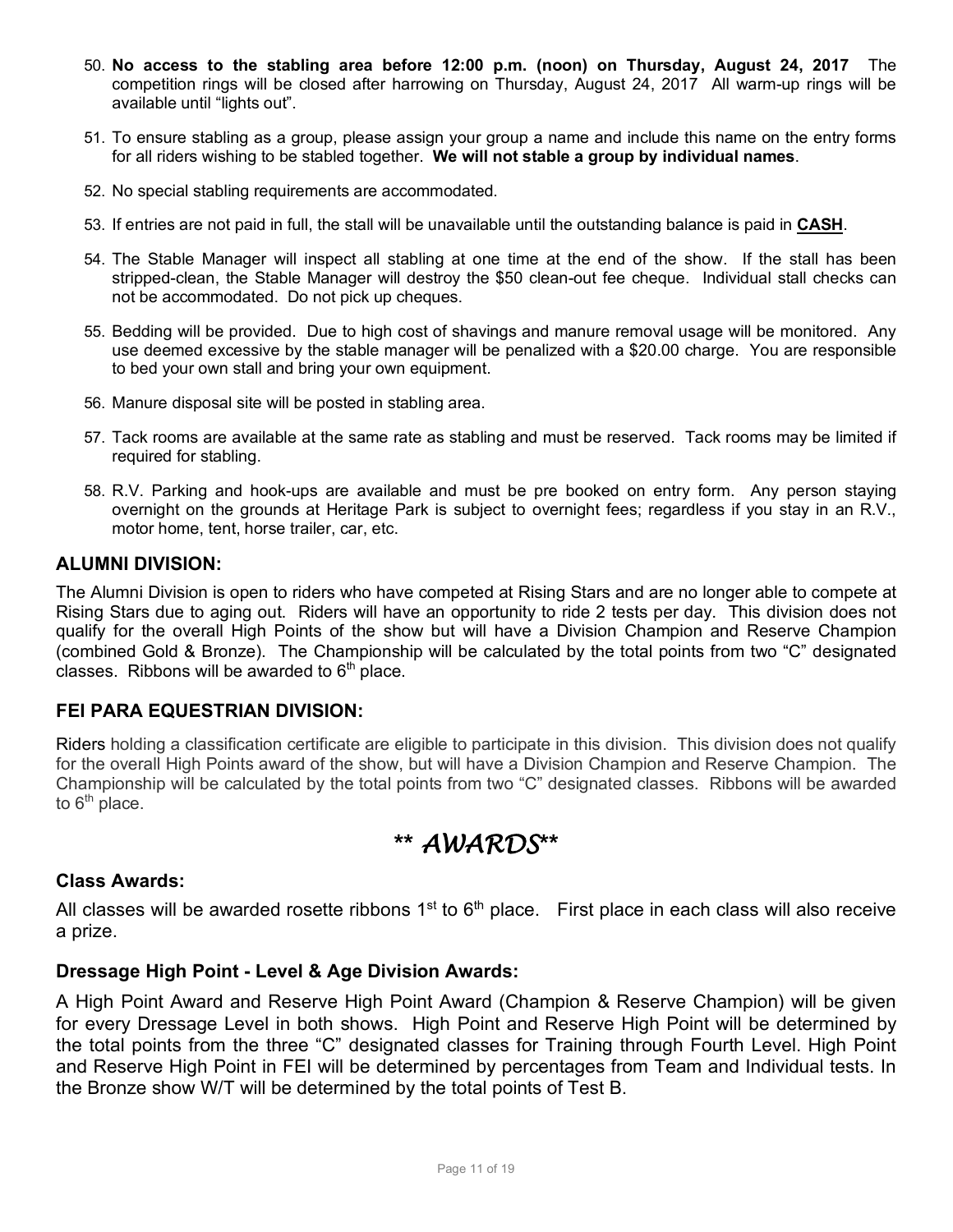50. **No access to the stabling area before 12:00 p.m. (noon) on Thursday, August 24, 2017** The competition rings will be closed after harrowing on Thursday, August 24, 2017 All warm-up rings will be available until "lights out".

51. To ensure stabling as a group, please assign your group a name and include this name on the entry forms for all riders wishing to be stabled together. **We will not stable a group by individual names**.

52. No special stabling requirements are accommodated.

53. If entries are not paid in full, the stall will be unavailable until the outstanding balance is paid in **CASH**.

54. The Stable Manager will inspect all stabling at one time at the end of the show. If the stall has been stripped-clean, the Stable Manager will destroy the $50 clean-out fee cheque. Individual stall checks can not be accommodated. Do not pick up cheques.

55. Bedding will be provided. Due to high cost of shavings and manure removal usage will be monitored. Any use deemed excessive by the stable manager will be penalized with a $20.00 charge. You are responsible to bed your own stall and bring your own equipment.

56. Manure disposal site will be posted in stabling area.

57. Tack rooms are available at the same rate as stabling and must be reserved. Tack rooms may be limited if required for stabling.

58. R.V. Parking and hook-ups are available and must be pre booked on entry form. Any person staying overnight on the grounds at Heritage Park is subject to overnight fees; regardless if you stay in an R.V., motor home, tent, horse trailer, car, etc.

### ALUMNI DIVISION:

The Alumni Division is open to riders who have competed at Rising Stars and are no longer able to compete at Rising Stars due to aging out. Riders will have an opportunity to ride 2 tests per day. This division does not qualify for the overall High Points of the show but will have a Division Champion and Reserve Champion (combined Gold & Bronze). The Championship will be calculated by the total points from two "C" designated classes. Ribbons will be awarded to 6th place.

### FEI PARA EQUESTRIAN DIVISION:

Riders holding a classification certificate are eligible to participate in this division. This division does not qualify for the overall High Points award of the show, but will have a Division Champion and Reserve Champion. The Championship will be calculated by the total points from two "C" designated classes. Ribbons will be awarded to 6th place.

## ** *AWARDS* **

### Class Awards:

All classes will be awarded rosette ribbons 1st to 6th place. First place in each class will also receive a prize.

### Dressage High Point - Level & Age Division Awards:

A High Point Award and Reserve High Point Award (Champion & Reserve Champion) will be given for every Dressage Level in both shows. High Point and Reserve High Point will be determined by the total points from the three "C" designated classes for Training through Fourth Level. High Point and Reserve High Point in FEI will be determined by percentages from Team and Individual tests. In the Bronze show W/T will be determined by the total points of Test B.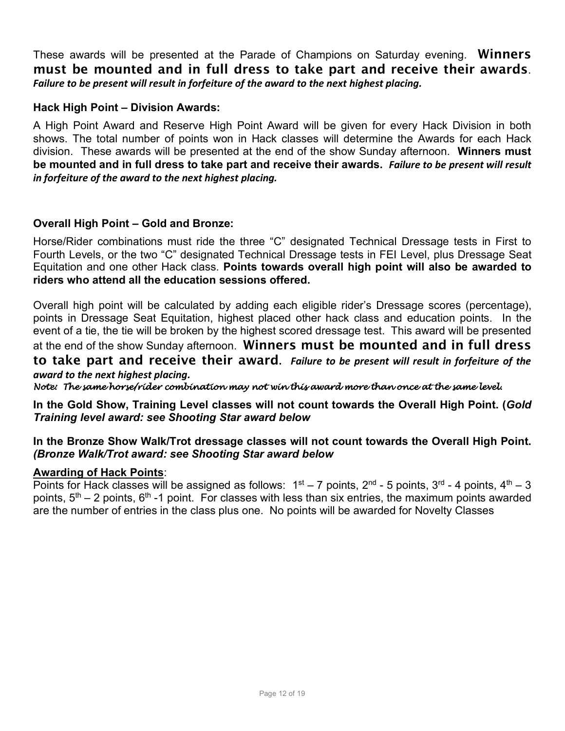These awards will be presented at the Parade of Champions on Saturday evening. **Winners must be mounted and in full dress to take part and receive their awards**. ***Failure to be present will result in forfeiture of the award to the next highest placing.***

**Hack High Point – Division Awards:**

A High Point Award and Reserve High Point Award will be given for every Hack Division in both shows. The total number of points won in Hack classes will determine the Awards for each Hack division. These awards will be presented at the end of the show Sunday afternoon. **Winners must be mounted and in full dress to take part and receive their awards.** ***Failure to be present will result in forfeiture of the award to the next highest placing.***

**Overall High Point – Gold and Bronze:**

Horse/Rider combinations must ride the three "C" designated Technical Dressage tests in First to Fourth Levels, or the two "C" designated Technical Dressage tests in FEI Level, plus Dressage Seat Equitation and one other Hack class. **Points towards overall high point will also be awarded to riders who attend all the education sessions offered.**

Overall high point will be calculated by adding each eligible rider's Dressage scores (percentage), points in Dressage Seat Equitation, highest placed other hack class and education points. In the event of a tie, the tie will be broken by the highest scored dressage test. This award will be presented at the end of the show Sunday afternoon. **Winners must be mounted and in full dress to take part and receive their award**. ***Failure to be present will result in forfeiture of the award to the next highest placing.***

*Note: The same horse/rider combination may not win this award more than once at the same level.*

**In the Gold Show, Training Level classes will not count towards the Overall High Point. (*Gold Training level award: see Shooting Star award below***

**In the Bronze Show Walk/Trot dressage classes will not count towards the Overall High Point. *(Bronze Walk/Trot award: see Shooting Star award below***

**Awarding of Hack Points**:

Points for Hack classes will be assigned as follows: 1st – 7 points, 2nd - 5 points, 3rd - 4 points, 4th – 3 points, 5th – 2 points, 6th -1 point. For classes with less than six entries, the maximum points awarded are the number of entries in the class plus one. No points will be awarded for Novelty Classes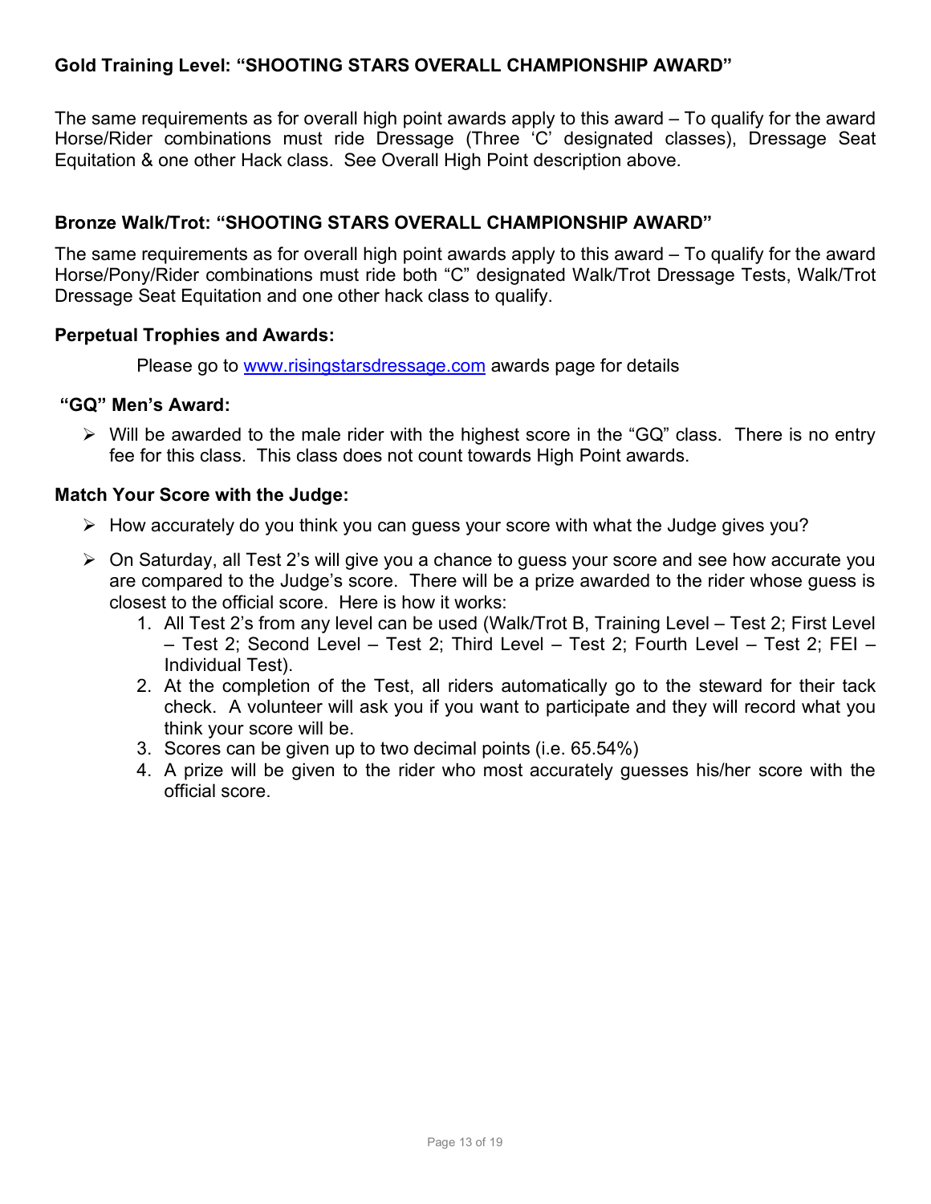**Gold Training Level: "SHOOTING STARS OVERALL CHAMPIONSHIP AWARD"**

The same requirements as for overall high point awards apply to this award – To qualify for the award Horse/Rider combinations must ride Dressage (Three 'C' designated classes), Dressage Seat Equitation & one other Hack class. See Overall High Point description above.

**Bronze Walk/Trot: "SHOOTING STARS OVERALL CHAMPIONSHIP AWARD"**

The same requirements as for overall high point awards apply to this award – To qualify for the award Horse/Pony/Rider combinations must ride both "C" designated Walk/Trot Dressage Tests, Walk/Trot Dressage Seat Equitation and one other hack class to qualify.

**Perpetual Trophies and Awards:**

Please go to [www.risingstarsdressage.com](http://www.risingstarsdressage.com) awards page for details

**"GQ" Men's Award:**

- Will be awarded to the male rider with the highest score in the "GQ" class. There is no entry fee for this class. This class does not count towards High Point awards.

**Match Your Score with the Judge:**

- How accurately do you think you can guess your score with what the Judge gives you?
- On Saturday, all Test 2's will give you a chance to guess your score and see how accurate you are compared to the Judge's score. There will be a prize awarded to the rider whose guess is closest to the official score. Here is how it works:
  1. All Test 2's from any level can be used (Walk/Trot B, Training Level – Test 2; First Level – Test 2; Second Level – Test 2; Third Level – Test 2; Fourth Level – Test 2; FEI – Individual Test).
  2. At the completion of the Test, all riders automatically go to the steward for their tack check. A volunteer will ask you if you want to participate and they will record what you think your score will be.
  3. Scores can be given up to two decimal points (i.e. 65.54%)
  4. A prize will be given to the rider who most accurately guesses his/her score with the official score.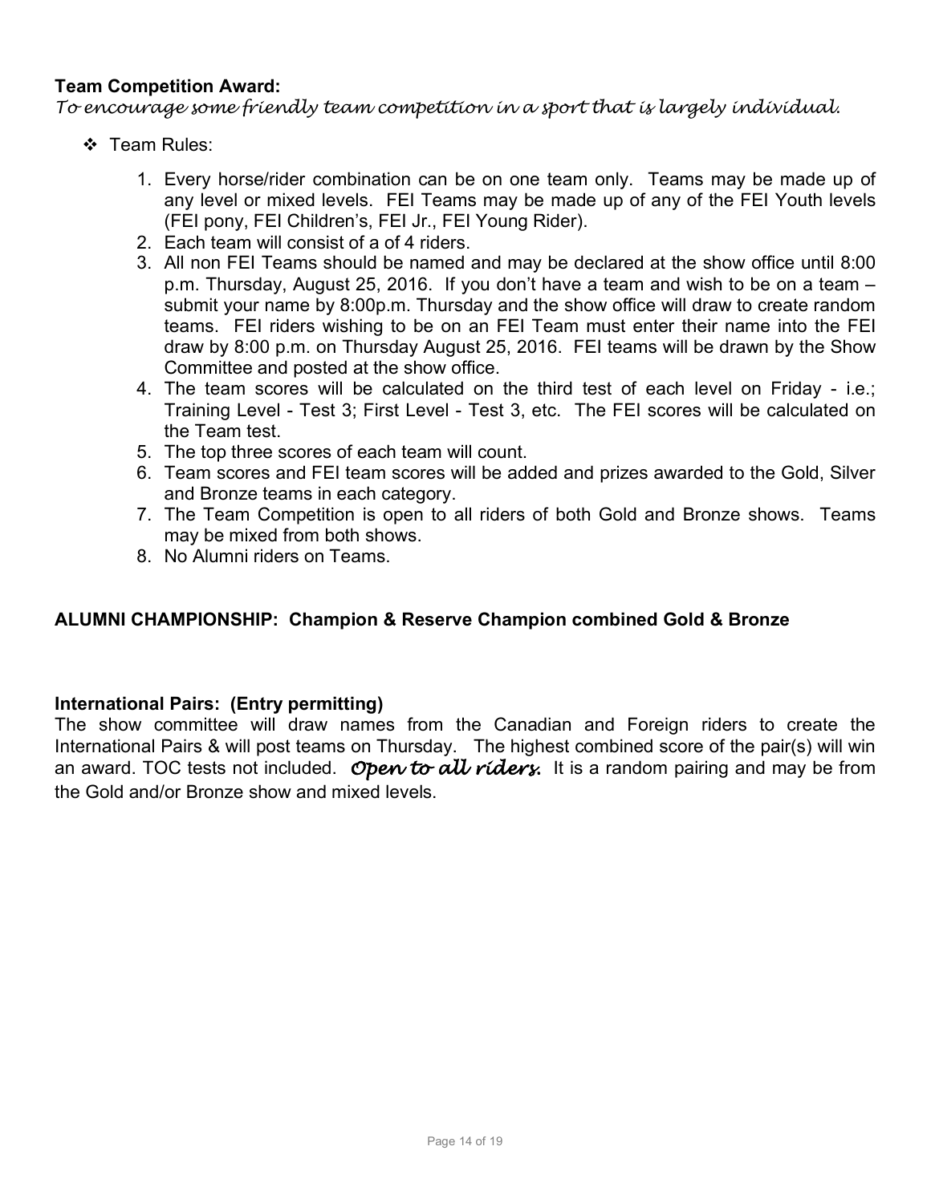**Team Competition Award:**

*To encourage some friendly team competition in a sport that is largely individual.*

- Team Rules:

1. Every horse/rider combination can be on one team only. Teams may be made up of any level or mixed levels. FEI Teams may be made up of any of the FEI Youth levels (FEI pony, FEI Children's, FEI Jr., FEI Young Rider).
2. Each team will consist of a of 4 riders.
3. All non FEI Teams should be named and may be declared at the show office until 8:00 p.m. Thursday, August 25, 2016. If you don't have a team and wish to be on a team – submit your name by 8:00p.m. Thursday and the show office will draw to create random teams. FEI riders wishing to be on an FEI Team must enter their name into the FEI draw by 8:00 p.m. on Thursday August 25, 2016. FEI teams will be drawn by the Show Committee and posted at the show office.
4. The team scores will be calculated on the third test of each level on Friday - i.e.; Training Level - Test 3; First Level - Test 3, etc. The FEI scores will be calculated on the Team test.
5. The top three scores of each team will count.
6. Team scores and FEI team scores will be added and prizes awarded to the Gold, Silver and Bronze teams in each category.
7. The Team Competition is open to all riders of both Gold and Bronze shows. Teams may be mixed from both shows.
8. No Alumni riders on Teams.

**ALUMNI CHAMPIONSHIP: Champion & Reserve Champion combined Gold & Bronze**

**International Pairs: (Entry permitting)**

The show committee will draw names from the Canadian and Foreign riders to create the International Pairs & will post teams on Thursday. The highest combined score of the pair(s) will win an award. TOC tests not included. ***Open to all riders.*** It is a random pairing and may be from the Gold and/or Bronze show and mixed levels.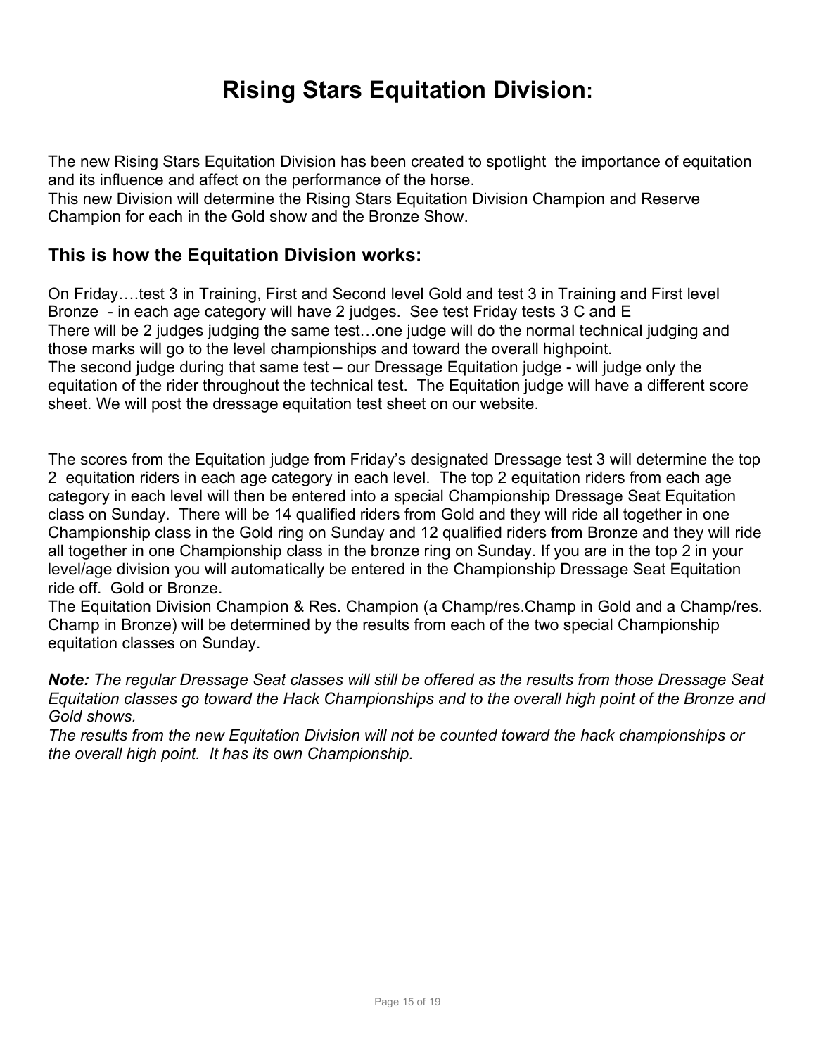# Rising Stars Equitation Division:

The new Rising Stars Equitation Division has been created to spotlight the importance of equitation and its influence and affect on the performance of the horse.
This new Division will determine the Rising Stars Equitation Division Champion and Reserve Champion for each in the Gold show and the Bronze Show.

## This is how the Equitation Division works:

On Friday….test 3 in Training, First and Second level Gold and test 3 in Training and First level Bronze - in each age category will have 2 judges. See test Friday tests 3 C and E
There will be 2 judges judging the same test…one judge will do the normal technical judging and those marks will go to the level championships and toward the overall highpoint.
The second judge during that same test – our Dressage Equitation judge - will judge only the equitation of the rider throughout the technical test. The Equitation judge will have a different score sheet. We will post the dressage equitation test sheet on our website.

The scores from the Equitation judge from Friday's designated Dressage test 3 will determine the top 2 equitation riders in each age category in each level. The top 2 equitation riders from each age category in each level will then be entered into a special Championship Dressage Seat Equitation class on Sunday. There will be 14 qualified riders from Gold and they will ride all together in one Championship class in the Gold ring on Sunday and 12 qualified riders from Bronze and they will ride all together in one Championship class in the bronze ring on Sunday. If you are in the top 2 in your level/age division you will automatically be entered in the Championship Dressage Seat Equitation ride off. Gold or Bronze.
The Equitation Division Champion & Res. Champion (a Champ/res.Champ in Gold and a Champ/res. Champ in Bronze) will be determined by the results from each of the two special Championship equitation classes on Sunday.

***Note:*** *The regular Dressage Seat classes will still be offered as the results from those Dressage Seat Equitation classes go toward the Hack Championships and to the overall high point of the Bronze and Gold shows.*
*The results from the new Equitation Division will not be counted toward the hack championships or the overall high point. It has its own Championship.*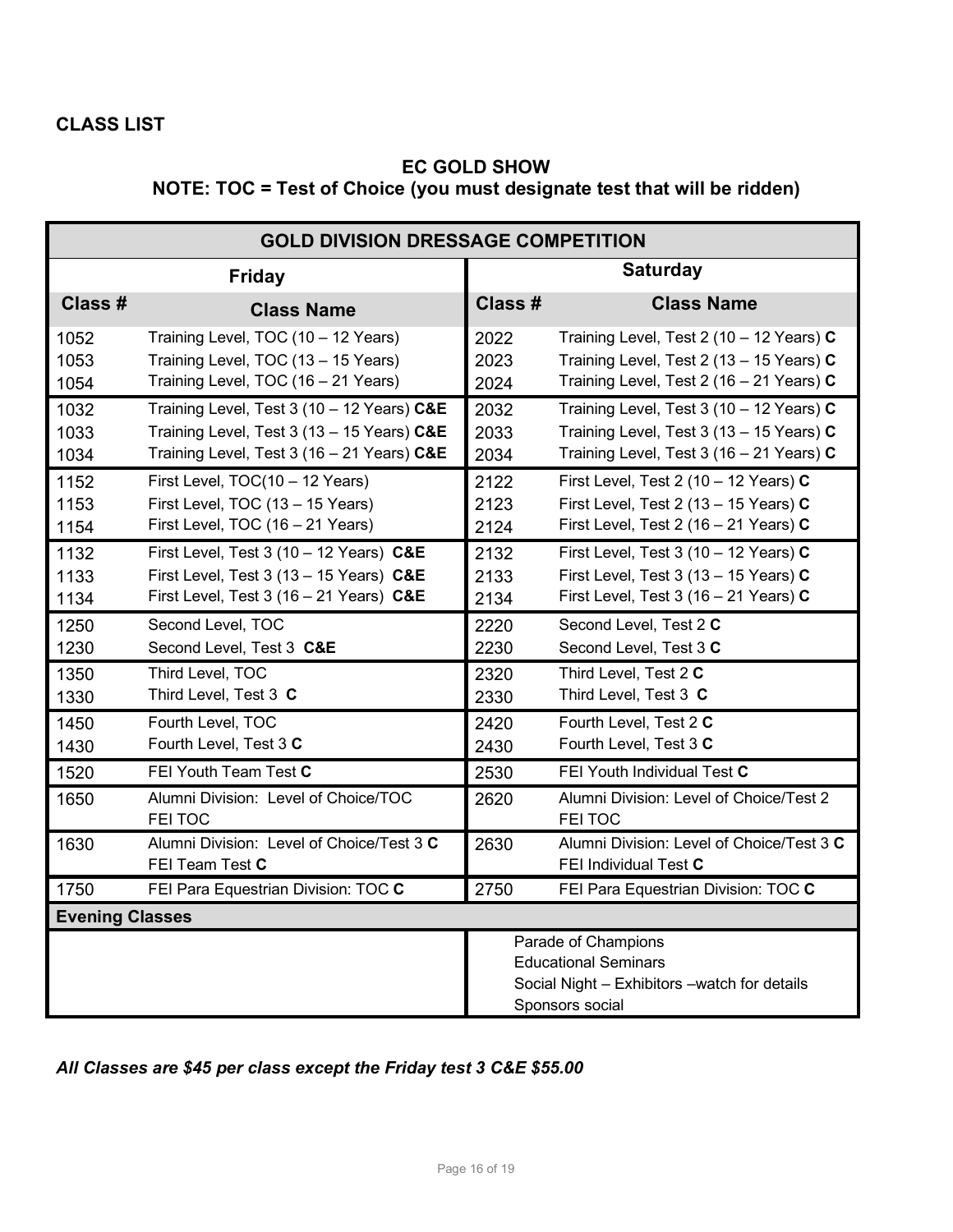**CLASS LIST**

## EC GOLD SHOW

### NOTE: TOC = Test of Choice (you must designate test that will be ridden)

| GOLD DIVISION DRESSAGE COMPETITION | | | |
|---|---|---|---|
| **Friday** | | **Saturday** | |
| **Class #** | **Class Name** | **Class #** | **Class Name** |
| 1052 | Training Level, TOC (10 – 12 Years) | 2022 | Training Level, Test 2 (10 – 12 Years) **C** |
| 1053 | Training Level, TOC (13 – 15 Years) | 2023 | Training Level, Test 2 (13 – 15 Years) **C** |
| 1054 | Training Level, TOC (16 – 21 Years) | 2024 | Training Level, Test 2 (16 – 21 Years) **C** |
| 1032 | Training Level, Test 3 (10 – 12 Years) **C&E** | 2032 | Training Level, Test 3 (10 – 12 Years) **C** |
| 1033 | Training Level, Test 3 (13 – 15 Years) **C&E** | 2033 | Training Level, Test 3 (13 – 15 Years) **C** |
| 1034 | Training Level, Test 3 (16 – 21 Years) **C&E** | 2034 | Training Level, Test 3 (16 – 21 Years) **C** |
| 1152 | First Level, TOC(10 – 12 Years) | 2122 | First Level, Test 2 (10 – 12 Years) **C** |
| 1153 | First Level, TOC (13 – 15 Years) | 2123 | First Level, Test 2 (13 – 15 Years) **C** |
| 1154 | First Level, TOC (16 – 21 Years) | 2124 | First Level, Test 2 (16 – 21 Years) **C** |
| 1132 | First Level, Test 3 (10 – 12 Years) **C&E** | 2132 | First Level, Test 3 (10 – 12 Years) **C** |
| 1133 | First Level, Test 3 (13 – 15 Years) **C&E** | 2133 | First Level, Test 3 (13 – 15 Years) **C** |
| 1134 | First Level, Test 3 (16 – 21 Years) **C&E** | 2134 | First Level, Test 3 (16 – 21 Years) **C** |
| 1250 | Second Level, TOC | 2220 | Second Level, Test 2 **C** |
| 1230 | Second Level, Test 3 **C&E** | 2230 | Second Level, Test 3 **C** |
| 1350 | Third Level, TOC | 2320 | Third Level, Test 2 **C** |
| 1330 | Third Level, Test 3 **C** | 2330 | Third Level, Test 3 **C** |
| 1450 | Fourth Level, TOC | 2420 | Fourth Level, Test 2 **C** |
| 1430 | Fourth Level, Test 3 **C** | 2430 | Fourth Level, Test 3 **C** |
| 1520 | FEI Youth Team Test **C** | 2530 | FEI Youth Individual Test **C** |
| 1650 | Alumni Division: Level of Choice/TOC FEI TOC | 2620 | Alumni Division: Level of Choice/Test 2 FEI TOC |
| 1630 | Alumni Division: Level of Choice/Test 3 **C** FEI Team Test **C** | 2630 | Alumni Division: Level of Choice/Test 3 **C** FEI Individual Test **C** |
| 1750 | FEI Para Equestrian Division: TOC **C** | 2750 | FEI Para Equestrian Division: TOC **C** |
| **Evening Classes** | | | |
| | | Parade of Champions<br>Educational Seminars<br>Social Night – Exhibitors –watch for details<br>Sponsors social | |

***All Classes are $45 per class except the Friday test 3 C&E $55.00***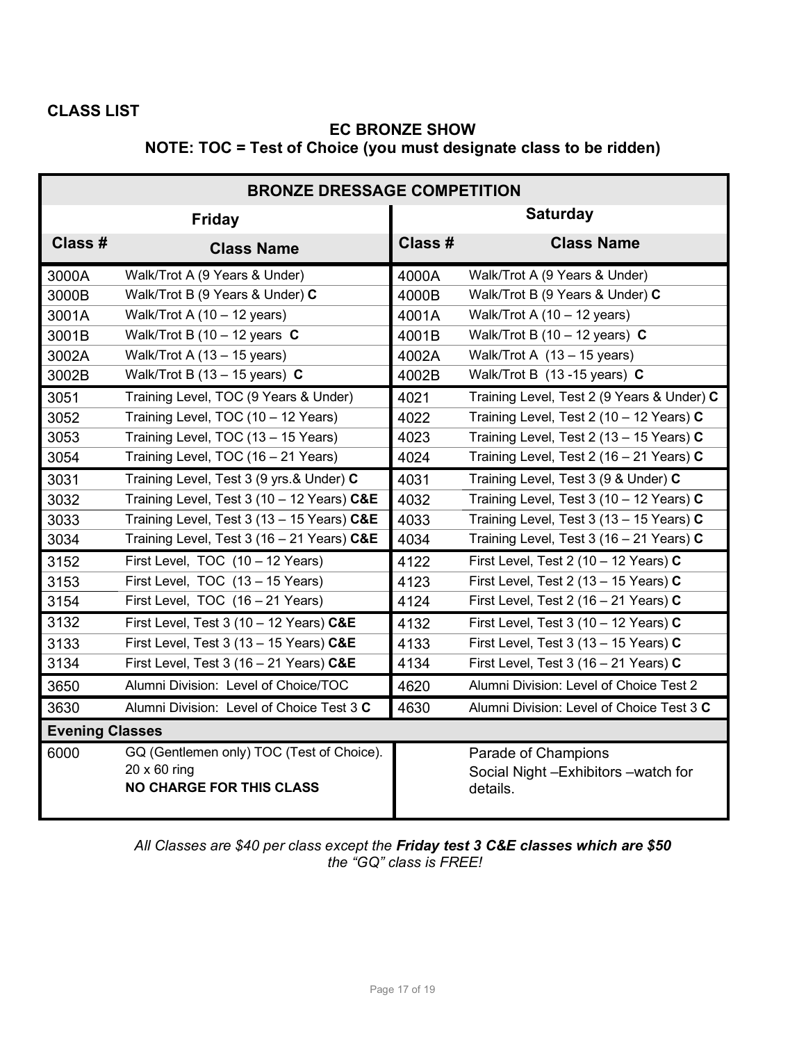## CLASS LIST

### EC BRONZE SHOW

### NOTE: TOC = Test of Choice (you must designate class to be ridden)

| BRONZE DRESSAGE COMPETITION | | | |
|---|---|---|---|
| **Friday** | | **Saturday** | |
| **Class #** | **Class Name** | **Class #** | **Class Name** |
| 3000A | Walk/Trot A (9 Years & Under) | 4000A | Walk/Trot A (9 Years & Under) |
| 3000B | Walk/Trot B (9 Years & Under) **C** | 4000B | Walk/Trot B (9 Years & Under) **C** |
| 3001A | Walk/Trot A (10 – 12 years) | 4001A | Walk/Trot A (10 – 12 years) |
| 3001B | Walk/Trot B (10 – 12 years **C** | 4001B | Walk/Trot B (10 – 12 years) **C** |
| 3002A | Walk/Trot A (13 – 15 years) | 4002A | Walk/Trot A (13 – 15 years) |
| 3002B | Walk/Trot B (13 – 15 years) **C** | 4002B | Walk/Trot B (13 -15 years) **C** |
| 3051 | Training Level, TOC (9 Years & Under) | 4021 | Training Level, Test 2 (9 Years & Under) **C** |
| 3052 | Training Level, TOC (10 – 12 Years) | 4022 | Training Level, Test 2 (10 – 12 Years) **C** |
| 3053 | Training Level, TOC (13 – 15 Years) | 4023 | Training Level, Test 2 (13 – 15 Years) **C** |
| 3054 | Training Level, TOC (16 – 21 Years) | 4024 | Training Level, Test 2 (16 – 21 Years) **C** |
| 3031 | Training Level, Test 3 (9 yrs.& Under) **C** | 4031 | Training Level, Test 3 (9 & Under) **C** |
| 3032 | Training Level, Test 3 (10 – 12 Years) **C&E** | 4032 | Training Level, Test 3 (10 – 12 Years) **C** |
| 3033 | Training Level, Test 3 (13 – 15 Years) **C&E** | 4033 | Training Level, Test 3 (13 – 15 Years) **C** |
| 3034 | Training Level, Test 3 (16 – 21 Years) **C&E** | 4034 | Training Level, Test 3 (16 – 21 Years) **C** |
| 3152 | First Level, TOC (10 – 12 Years) | 4122 | First Level, Test 2 (10 – 12 Years) **C** |
| 3153 | First Level, TOC (13 – 15 Years) | 4123 | First Level, Test 2 (13 – 15 Years) **C** |
| 3154 | First Level, TOC (16 – 21 Years) | 4124 | First Level, Test 2 (16 – 21 Years) **C** |
| 3132 | First Level, Test 3 (10 – 12 Years) **C&E** | 4132 | First Level, Test 3 (10 – 12 Years) **C** |
| 3133 | First Level, Test 3 (13 – 15 Years) **C&E** | 4133 | First Level, Test 3 (13 – 15 Years) **C** |
| 3134 | First Level, Test 3 (16 – 21 Years) **C&E** | 4134 | First Level, Test 3 (16 – 21 Years) **C** |
| 3650 | Alumni Division: Level of Choice/TOC | 4620 | Alumni Division: Level of Choice Test 2 |
| 3630 | Alumni Division: Level of Choice Test 3 **C** | 4630 | Alumni Division: Level of Choice Test 3 **C** |
| **Evening Classes** | | | |
| 6000 | GQ (Gentlemen only) TOC (Test of Choice). 20 x 60 ring **NO CHARGE FOR THIS CLASS** | | Parade of Champions Social Night –Exhibitors –watch for details. |

*All Classes are $40 per class except the **Friday test 3 C&E classes which are $50** the "GQ" class is FREE!*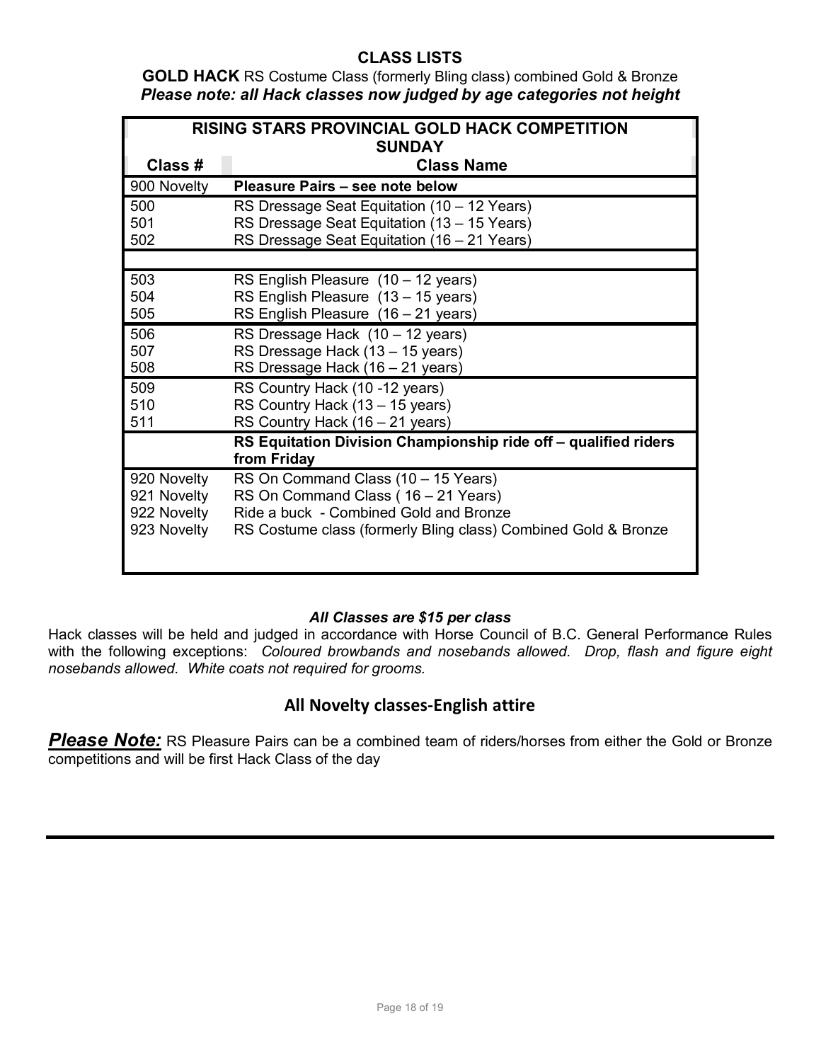## CLASS LISTS

**GOLD HACK** RS Costume Class (formerly Bling class) combined Gold & Bronze
***Please note: all Hack classes now judged by age categories not height***

| **RISING STARS PROVINCIAL GOLD HACK COMPETITION SUNDAY** | |
|---|---|
| **Class #** | **Class Name** |
| 900 Novelty | **Pleasure Pairs – see note below** |
| 500 | RS Dressage Seat Equitation (10 – 12 Years) |
| 501 | RS Dressage Seat Equitation (13 – 15 Years) |
| 502 | RS Dressage Seat Equitation (16 – 21 Years) |
| | |
| 503 | RS English Pleasure (10 – 12 years) |
| 504 | RS English Pleasure (13 – 15 years) |
| 505 | RS English Pleasure (16 – 21 years) |
| 506 | RS Dressage Hack (10 – 12 years) |
| 507 | RS Dressage Hack (13 – 15 years) |
| 508 | RS Dressage Hack (16 – 21 years) |
| 509 | RS Country Hack (10 -12 years) |
| 510 | RS Country Hack (13 – 15 years) |
| 511 | RS Country Hack (16 – 21 years) |
| | **RS Equitation Division Championship ride off – qualified riders from Friday** |
| 920 Novelty | RS On Command Class (10 – 15 Years) |
| 921 Novelty | RS On Command Class ( 16 – 21 Years) |
| 922 Novelty | Ride a buck - Combined Gold and Bronze |
| 923 Novelty | RS Costume class (formerly Bling class) Combined Gold & Bronze |

***All Classes are $15 per class***

Hack classes will be held and judged in accordance with Horse Council of B.C. General Performance Rules with the following exceptions: *Coloured browbands and nosebands allowed. Drop, flash and figure eight nosebands allowed. White coats not required for grooms.*

### All Novelty classes-English attire

***Please Note:*** RS Pleasure Pairs can be a combined team of riders/horses from either the Gold or Bronze competitions and will be first Hack Class of the day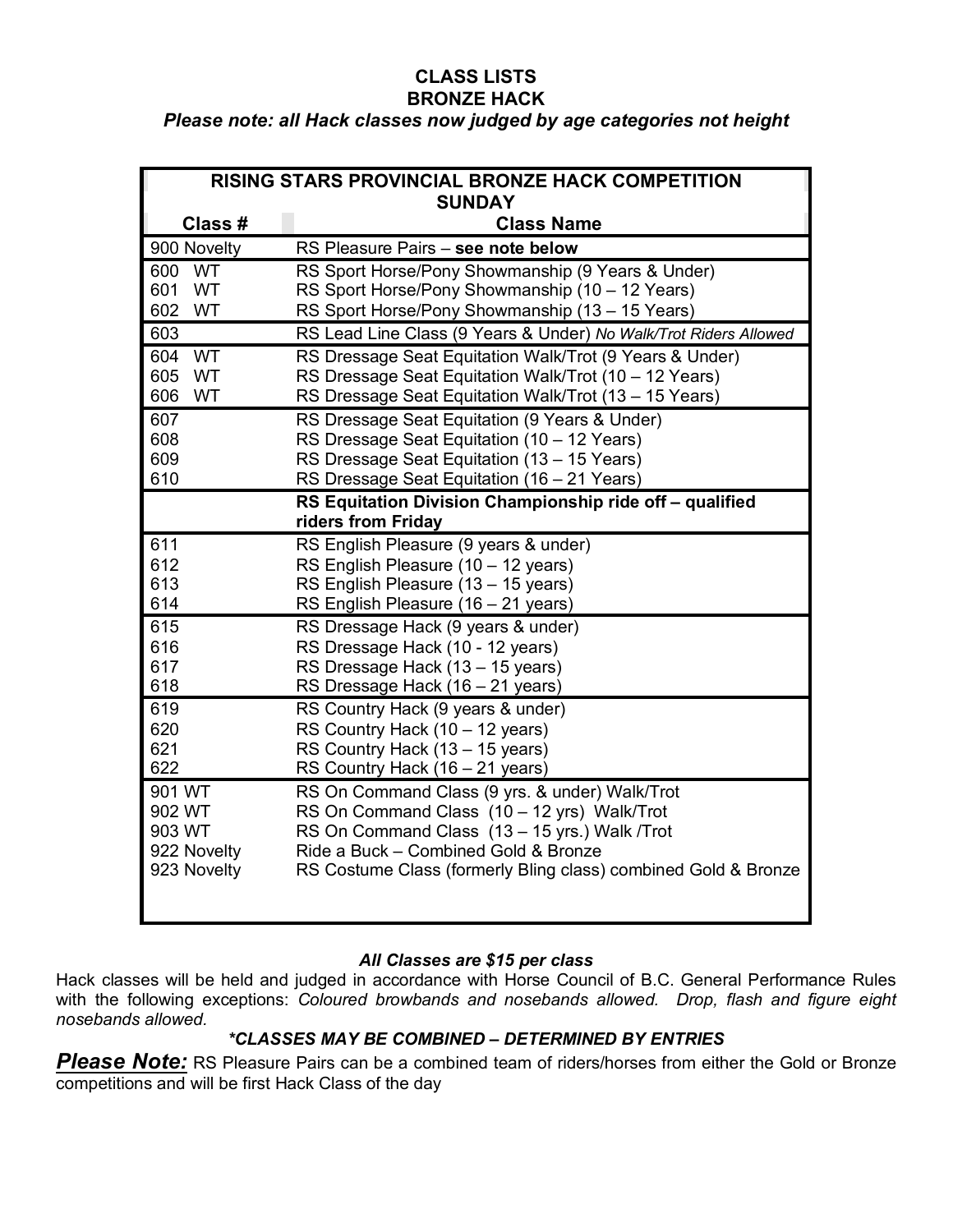# CLASS LISTS
## BRONZE HACK

***Please note: all Hack classes now judged by age categories not height***

| RISING STARS PROVINCIAL BRONZE HACK COMPETITION SUNDAY | |
|---|---|
| **Class #** | **Class Name** |
| 900 Novelty | RS Pleasure Pairs – **see note below** |
| 600 WT | RS Sport Horse/Pony Showmanship (9 Years & Under) |
| 601 WT | RS Sport Horse/Pony Showmanship (10 – 12 Years) |
| 602 WT | RS Sport Horse/Pony Showmanship (13 – 15 Years) |
| 603 | RS Lead Line Class (9 Years & Under) *No Walk/Trot Riders Allowed* |
| 604 WT | RS Dressage Seat Equitation Walk/Trot (9 Years & Under) |
| 605 WT | RS Dressage Seat Equitation Walk/Trot (10 – 12 Years) |
| 606 WT | RS Dressage Seat Equitation Walk/Trot (13 – 15 Years) |
| 607 | RS Dressage Seat Equitation (9 Years & Under) |
| 608 | RS Dressage Seat Equitation (10 – 12 Years) |
| 609 | RS Dressage Seat Equitation (13 – 15 Years) |
| 610 | RS Dressage Seat Equitation (16 – 21 Years) |
| | **RS Equitation Division Championship ride off – qualified riders from Friday** |
| 611 | RS English Pleasure (9 years & under) |
| 612 | RS English Pleasure (10 – 12 years) |
| 613 | RS English Pleasure (13 – 15 years) |
| 614 | RS English Pleasure (16 – 21 years) |
| 615 | RS Dressage Hack (9 years & under) |
| 616 | RS Dressage Hack (10 - 12 years) |
| 617 | RS Dressage Hack (13 – 15 years) |
| 618 | RS Dressage Hack (16 – 21 years) |
| 619 | RS Country Hack (9 years & under) |
| 620 | RS Country Hack (10 – 12 years) |
| 621 | RS Country Hack (13 – 15 years) |
| 622 | RS Country Hack (16 – 21 years) |
| 901 WT | RS On Command Class (9 yrs. & under) Walk/Trot |
| 902 WT | RS On Command Class (10 – 12 yrs) Walk/Trot |
| 903 WT | RS On Command Class (13 – 15 yrs.) Walk /Trot |
| 922 Novelty | Ride a Buck – Combined Gold & Bronze |
| 923 Novelty | RS Costume Class (formerly Bling class) combined Gold & Bronze |

***All Classes are $15 per class***

Hack classes will be held and judged in accordance with Horse Council of B.C. General Performance Rules with the following exceptions: *Coloured browbands and nosebands allowed. Drop, flash and figure eight nosebands allowed.*

***\*CLASSES MAY BE COMBINED – DETERMINED BY ENTRIES***

***Please Note:*** RS Pleasure Pairs can be a combined team of riders/horses from either the Gold or Bronze competitions and will be first Hack Class of the day